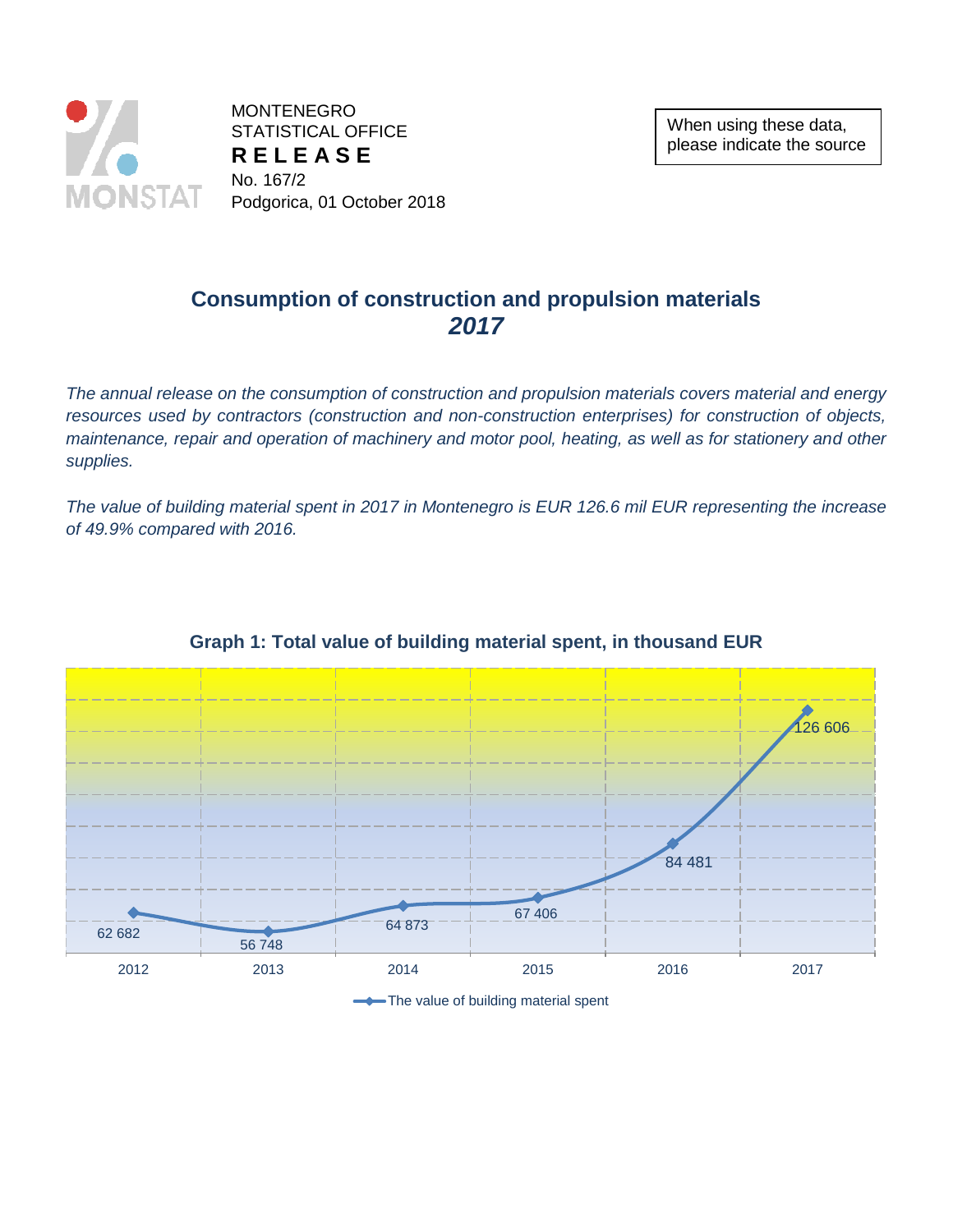MONTENEGRO
STATISTICAL OFFICE
**R E L E A S E**
No. 167/2
Podgorica, 01 October 2018

When using these data, please indicate the source

# Consumption of construction and propulsion materials
## *2017*

*The annual release on the consumption of construction and propulsion materials covers material and energy resources used by contractors (construction and non-construction enterprises) for construction of objects, maintenance, repair and operation of machinery and motor pool, heating, as well as for stationery and other supplies.*

*The value of building material spent in 2017 in Montenegro is EUR 126.6 mil EUR representing the increase of 49.9% compared with 2016.*

**Graph 1: Total value of building material spent, in thousand EUR**

| Year | The value of building material spent |
|---|---|
| 2012 | 62 682 |
| 2013 | 56 748 |
| 2014 | 64 873 |
| 2015 | 67 406 |
| 2016 | 84 481 |
| 2017 | 126 606 |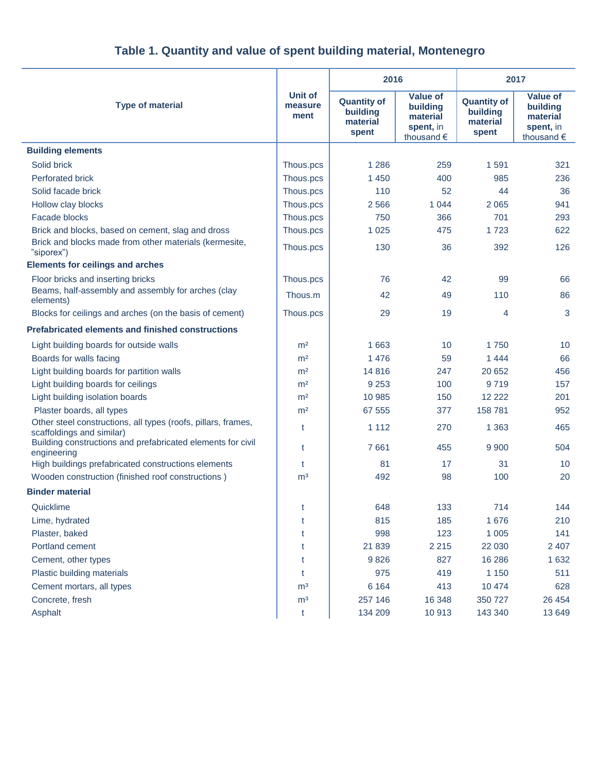# Table 1. Quantity and value of spent building material, Montenegro

| Type of material | Unit of measurement | 2016 | | 2017 | |
|---|---|---|---|---|---|
| | | Quantity of building material spent | Value of building material spent, in thousand € | Quantity of building material spent | Value of building material spent, in thousand € |
| **Building elements** | | | | | |
| Solid brick | Thous.pcs | 1 286 | 259 | 1 591 | 321 |
| Perforated brick | Thous.pcs | 1 450 | 400 | 985 | 236 |
| Solid facade brick | Thous.pcs | 110 | 52 | 44 | 36 |
| Hollow clay blocks | Thous.pcs | 2 566 | 1 044 | 2 065 | 941 |
| Facade blocks | Thous.pcs | 750 | 366 | 701 | 293 |
| Brick and blocks, based on cement, slag and dross | Thous.pcs | 1 025 | 475 | 1 723 | 622 |
| Brick and blocks made from other materials (kermesite, "siporex") | Thous.pcs | 130 | 36 | 392 | 126 |
| **Elements for ceilings and arches** | | | | | |
| Floor bricks and inserting bricks | Thous.pcs | 76 | 42 | 99 | 66 |
| Beams, half-assembly and assembly for arches (clay elements) | Thous.m | 42 | 49 | 110 | 86 |
| Blocks for ceilings and arches (on the basis of cement) | Thous.pcs | 29 | 19 | 4 | 3 |
| **Prefabricated elements and finished constructions** | | | | | |
| Light building boards for outside walls | m² | 1 663 | 10 | 1 750 | 10 |
| Boards for walls facing | m² | 1 476 | 59 | 1 444 | 66 |
| Light building boards for partition walls | m² | 14 816 | 247 | 20 652 | 456 |
| Light building boards for ceilings | m² | 9 253 | 100 | 9 719 | 157 |
| Light building isolation boards | m² | 10 985 | 150 | 12 222 | 201 |
| Plaster boards, all types | m² | 67 555 | 377 | 158 781 | 952 |
| Other steel constructions, all types (roofs, pillars, frames, scaffoldings and similar) | t | 1 112 | 270 | 1 363 | 465 |
| Building constructions and prefabricated elements for civil engineering | t | 7 661 | 455 | 9 900 | 504 |
| High buildings prefabricated constructions elements | t | 81 | 17 | 31 | 10 |
| Wooden construction (finished roof constructions ) | m³ | 492 | 98 | 100 | 20 |
| **Binder material** | | | | | |
| Quicklime | t | 648 | 133 | 714 | 144 |
| Lime, hydrated | t | 815 | 185 | 1 676 | 210 |
| Plaster, baked | t | 998 | 123 | 1 005 | 141 |
| Portland cement | t | 21 839 | 2 215 | 22 030 | 2 407 |
| Cement, other types | t | 9 826 | 827 | 16 286 | 1 632 |
| Plastic building materials | t | 975 | 419 | 1 150 | 511 |
| Cement mortars, all types | m³ | 6 164 | 413 | 10 474 | 628 |
| Concrete, fresh | m³ | 257 146 | 16 348 | 350 727 | 26 454 |
| Asphalt | t | 134 209 | 10 913 | 143 340 | 13 649 |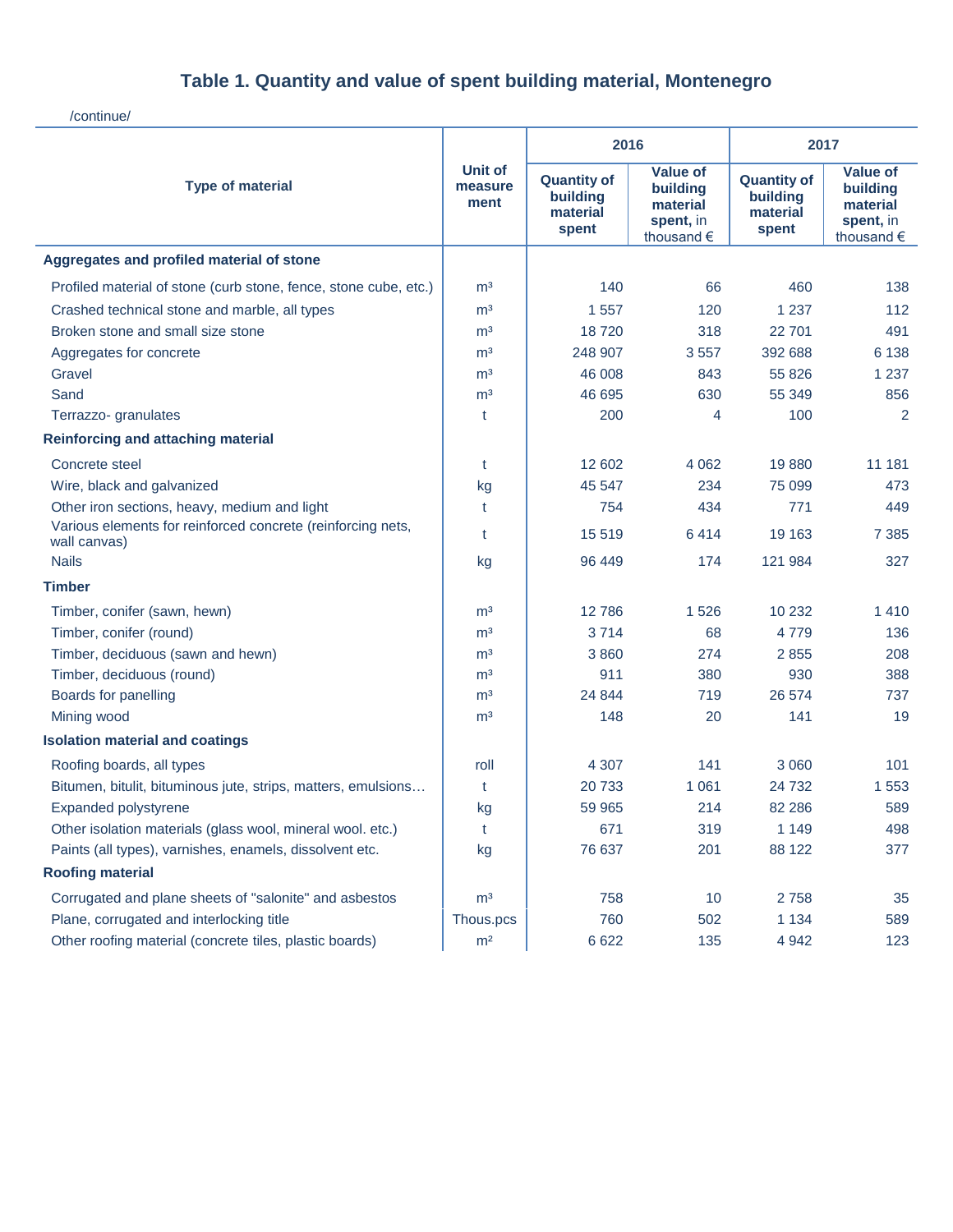## Table 1. Quantity and value of spent building material, Montenegro

/continue/

| Type of material | Unit of measure ment | 2016 | | 2017 | |
|---|---|---|---|---|---|
| | | Quantity of building material spent | Value of building material spent, in thousand € | Quantity of building material spent | Value of building material spent, in thousand € |
| **Aggregates and profiled material of stone** | | | | | |
| Profiled material of stone (curb stone, fence, stone cube, etc.) | $m^3$ | 140 | 66 | 460 | 138 |
| Crashed technical stone and marble, all types | $m^3$ | 1 557 | 120 | 1 237 | 112 |
| Broken stone and small size stone | $m^3$ | 18 720 | 318 | 22 701 | 491 |
| Aggregates for concrete | $m^3$ | 248 907 | 3 557 | 392 688 | 6 138 |
| Gravel | $m^3$ | 46 008 | 843 | 55 826 | 1 237 |
| Sand | $m^3$ | 46 695 | 630 | 55 349 | 856 |
| Terrazzo- granulates | t | 200 | 4 | 100 | 2 |
| **Reinforcing and attaching material** | | | | | |
| Concrete steel | t | 12 602 | 4 062 | 19 880 | 11 181 |
| Wire, black and galvanized | kg | 45 547 | 234 | 75 099 | 473 |
| Other iron sections, heavy, medium and light | t | 754 | 434 | 771 | 449 |
| Various elements for reinforced concrete (reinforcing nets, wall canvas) | t | 15 519 | 6 414 | 19 163 | 7 385 |
| Nails | kg | 96 449 | 174 | 121 984 | 327 |
| **Timber** | | | | | |
| Timber, conifer (sawn, hewn) | $m^3$ | 12 786 | 1 526 | 10 232 | 1 410 |
| Timber, conifer (round) | $m^3$ | 3 714 | 68 | 4 779 | 136 |
| Timber, deciduous (sawn and hewn) | $m^3$ | 3 860 | 274 | 2 855 | 208 |
| Timber, deciduous (round) | $m^3$ | 911 | 380 | 930 | 388 |
| Boards for panelling | $m^3$ | 24 844 | 719 | 26 574 | 737 |
| Mining wood | $m^3$ | 148 | 20 | 141 | 19 |
| **Isolation material and coatings** | | | | | |
| Roofing boards, all types | roll | 4 307 | 141 | 3 060 | 101 |
| Bitumen, bitulit, bituminous jute, strips, matters, emulsions… | t | 20 733 | 1 061 | 24 732 | 1 553 |
| Expanded polystyrene | kg | 59 965 | 214 | 82 286 | 589 |
| Other isolation materials (glass wool, mineral wool. etc.) | t | 671 | 319 | 1 149 | 498 |
| Paints (all types), varnishes, enamels, dissolvent etc. | kg | 76 637 | 201 | 88 122 | 377 |
| **Roofing material** | | | | | |
| Corrugated and plane sheets of "salonite" and asbestos | $m^3$ | 758 | 10 | 2 758 | 35 |
| Plane, corrugated and interlocking title | Thous.pcs | 760 | 502 | 1 134 | 589 |
| Other roofing material (concrete tiles, plastic boards) | $m^2$ | 6 622 | 135 | 4 942 | 123 |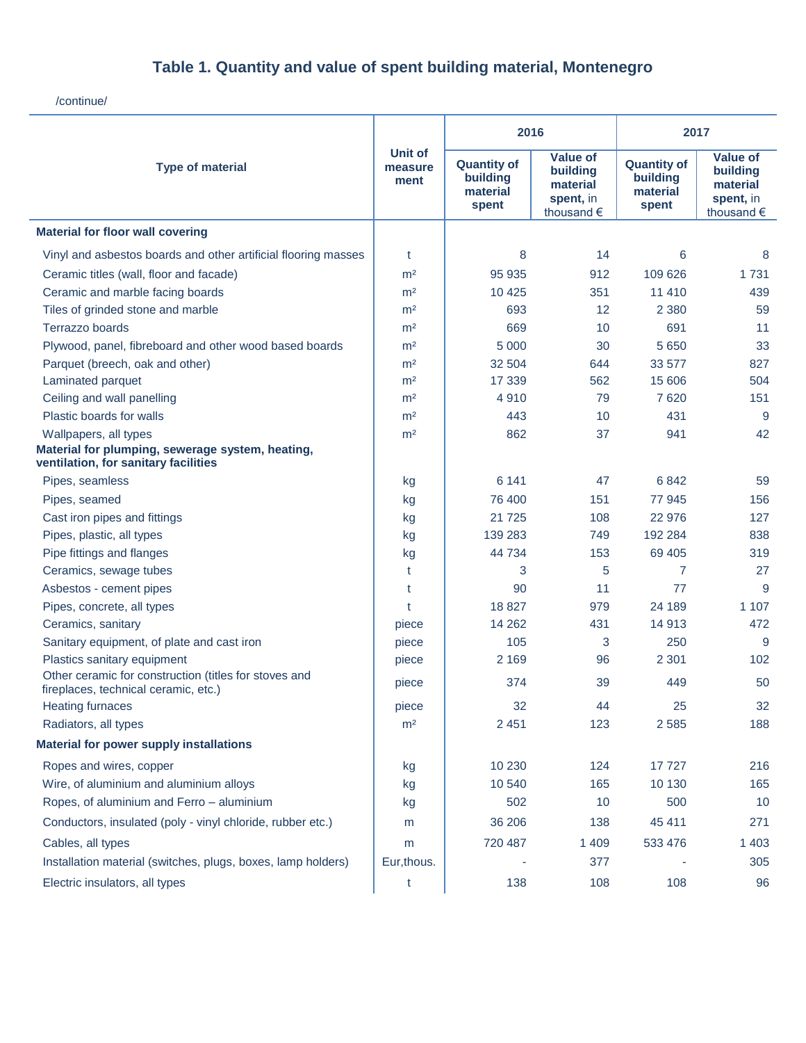# Table 1. Quantity and value of spent building material, Montenegro

/continue/

| Type of material | Unit of measure ment | 2016 | | 2017 | |
|---|---|---|---|---|---|
| | | Quantity of building material spent | Value of building material spent, in thousand € | Quantity of building material spent | Value of building material spent, in thousand € |
| **Material for floor wall covering** | | | | | |
| Vinyl and asbestos boards and other artificial flooring masses | t | 8 | 14 | 6 | 8 |
| Ceramic titles (wall, floor and facade) | m² | 95 935 | 912 | 109 626 | 1 731 |
| Ceramic and marble facing boards | m² | 10 425 | 351 | 11 410 | 439 |
| Tiles of grinded stone and marble | m² | 693 | 12 | 2 380 | 59 |
| Terrazzo boards | m² | 669 | 10 | 691 | 11 |
| Plywood, panel, fibreboard and other wood based boards | m² | 5 000 | 30 | 5 650 | 33 |
| Parquet (breech, oak and other) | m² | 32 504 | 644 | 33 577 | 827 |
| Laminated parquet | m² | 17 339 | 562 | 15 606 | 504 |
| Ceiling and wall panelling | m² | 4 910 | 79 | 7 620 | 151 |
| Plastic boards for walls | m² | 443 | 10 | 431 | 9 |
| Wallpapers, all types | m² | 862 | 37 | 941 | 42 |
| **Material for plumping, sewerage system, heating, ventilation, for sanitary facilities** | | | | | |
| Pipes, seamless | kg | 6 141 | 47 | 6 842 | 59 |
| Pipes, seamed | kg | 76 400 | 151 | 77 945 | 156 |
| Cast iron pipes and fittings | kg | 21 725 | 108 | 22 976 | 127 |
| Pipes, plastic, all types | kg | 139 283 | 749 | 192 284 | 838 |
| Pipe fittings and flanges | kg | 44 734 | 153 | 69 405 | 319 |
| Ceramics, sewage tubes | t | 3 | 5 | 7 | 27 |
| Asbestos - cement pipes | t | 90 | 11 | 77 | 9 |
| Pipes, concrete, all types | t | 18 827 | 979 | 24 189 | 1 107 |
| Ceramics, sanitary | piece | 14 262 | 431 | 14 913 | 472 |
| Sanitary equipment, of plate and cast iron | piece | 105 | 3 | 250 | 9 |
| Plastics sanitary equipment | piece | 2 169 | 96 | 2 301 | 102 |
| Other ceramic for construction (titles for stoves and fireplaces, technical ceramic, etc.) | piece | 374 | 39 | 449 | 50 |
| Heating furnaces | piece | 32 | 44 | 25 | 32 |
| Radiators, all types | m² | 2 451 | 123 | 2 585 | 188 |
| **Material for power supply installations** | | | | | |
| Ropes and wires, copper | kg | 10 230 | 124 | 17 727 | 216 |
| Wire, of aluminium and aluminium alloys | kg | 10 540 | 165 | 10 130 | 165 |
| Ropes, of aluminium and Ferro – aluminium | kg | 502 | 10 | 500 | 10 |
| Conductors, insulated (poly - vinyl chloride, rubber etc.) | m | 36 206 | 138 | 45 411 | 271 |
| Cables, all types | m | 720 487 | 1 409 | 533 476 | 1 403 |
| Installation material (switches, plugs, boxes, lamp holders) | Eur,thous. | - | 377 | - | 305 |
| Electric insulators, all types | t | 138 | 108 | 108 | 96 |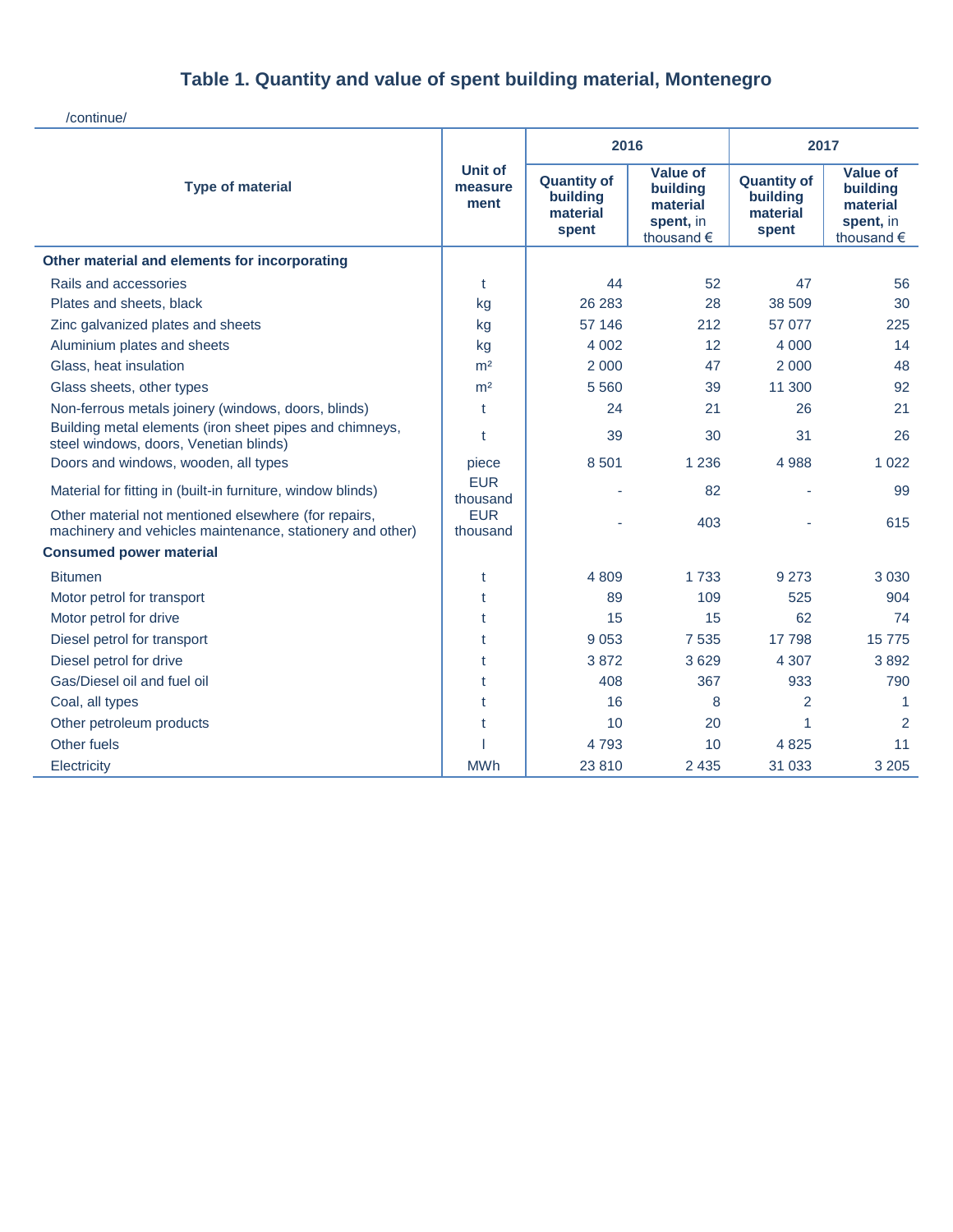# Table 1. Quantity and value of spent building material, Montenegro

/continue/

| Type of material | Unit of measure ment | 2016 | | 2017 | |
|---|---|---|---|---|---|
| | | Quantity of building material spent | Value of building material spent, in thousand € | Quantity of building material spent | Value of building material spent, in thousand € |
| **Other material and elements for incorporating** | | | | | |
| Rails and accessories | t | 44 | 52 | 47 | 56 |
| Plates and sheets, black | kg | 26 283 | 28 | 38 509 | 30 |
| Zinc galvanized plates and sheets | kg | 57 146 | 212 | 57 077 | 225 |
| Aluminium plates and sheets | kg | 4 002 | 12 | 4 000 | 14 |
| Glass, heat insulation | m² | 2 000 | 47 | 2 000 | 48 |
| Glass sheets, other types | m² | 5 560 | 39 | 11 300 | 92 |
| Non-ferrous metals joinery (windows, doors, blinds) | t | 24 | 21 | 26 | 21 |
| Building metal elements (iron sheet pipes and chimneys, steel windows, doors, Venetian blinds) | t | 39 | 30 | 31 | 26 |
| Doors and windows, wooden, all types | piece | 8 501 | 1 236 | 4 988 | 1 022 |
| Material for fitting in (built-in furniture, window blinds) | EUR thousand | - | 82 | - | 99 |
| Other material not mentioned elsewhere (for repairs, machinery and vehicles maintenance, stationery and other) | EUR thousand | - | 403 | - | 615 |
| **Consumed power material** | | | | | |
| Bitumen | t | 4 809 | 1 733 | 9 273 | 3 030 |
| Motor petrol for transport | t | 89 | 109 | 525 | 904 |
| Motor petrol for drive | t | 15 | 15 | 62 | 74 |
| Diesel petrol for transport | t | 9 053 | 7 535 | 17 798 | 15 775 |
| Diesel petrol for drive | t | 3 872 | 3 629 | 4 307 | 3 892 |
| Gas/Diesel oil and fuel oil | t | 408 | 367 | 933 | 790 |
| Coal, all types | t | 16 | 8 | 2 | 1 |
| Other petroleum products | t | 10 | 20 | 1 | 2 |
| Other fuels | l | 4 793 | 10 | 4 825 | 11 |
| Electricity | MWh | 23 810 | 2 435 | 31 033 | 3 205 |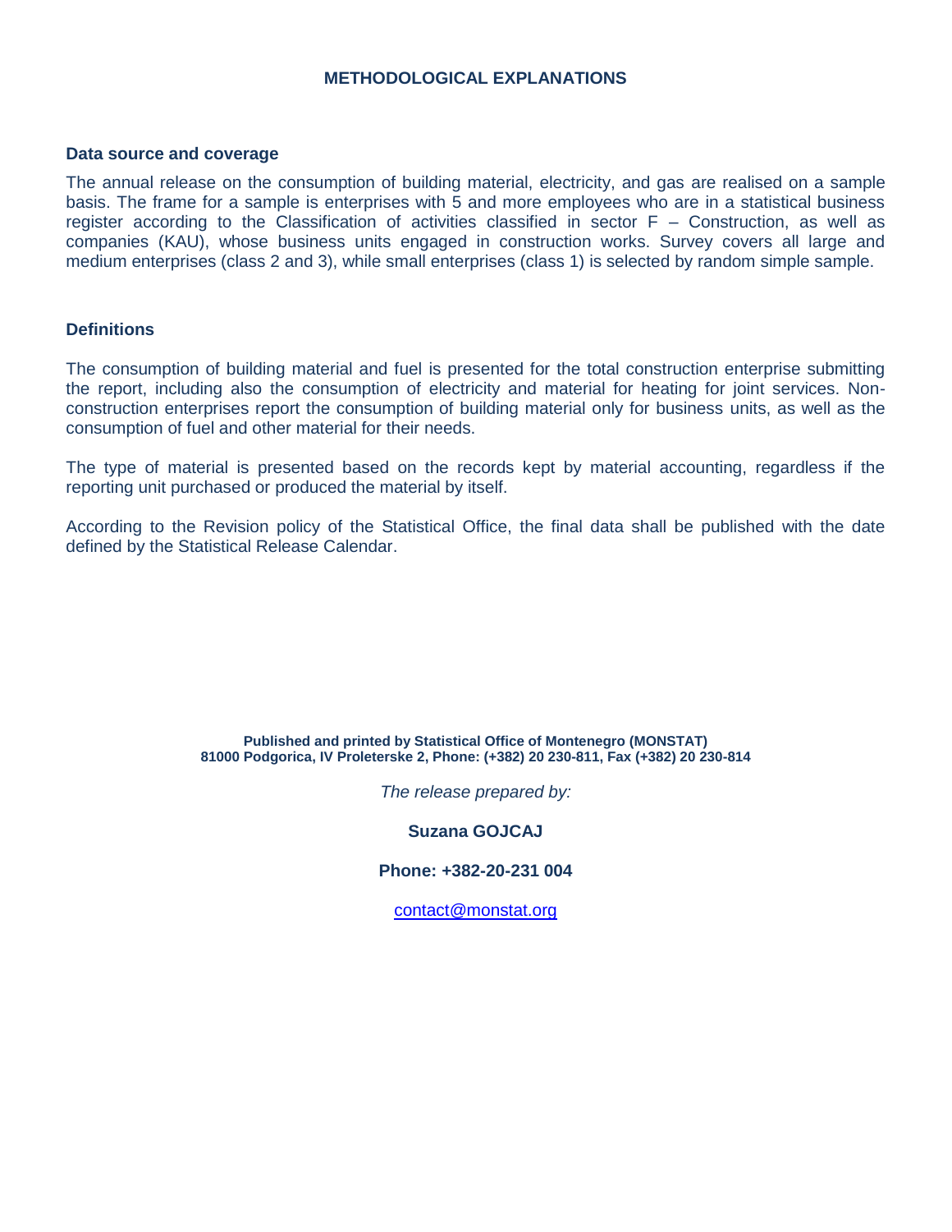## METHODOLOGICAL EXPLANATIONS

### Data source and coverage

The annual release on the consumption of building material, electricity, and gas are realised on a sample basis. The frame for a sample is enterprises with 5 and more employees who are in a statistical business register according to the Classification of activities classified in sector F – Construction, as well as companies (KAU), whose business units engaged in construction works. Survey covers all large and medium enterprises (class 2 and 3), while small enterprises (class 1) is selected by random simple sample.

### Definitions

The consumption of building material and fuel is presented for the total construction enterprise submitting the report, including also the consumption of electricity and material for heating for joint services. Non-construction enterprises report the consumption of building material only for business units, as well as the consumption of fuel and other material for their needs.

The type of material is presented based on the records kept by material accounting, regardless if the reporting unit purchased or produced the material by itself.

According to the Revision policy of the Statistical Office, the final data shall be published with the date defined by the Statistical Release Calendar.

**Published and printed by Statistical Office of Montenegro (MONSTAT)**
**81000 Podgorica, IV Proleterske 2, Phone: (+382) 20 230-811, Fax (+382) 20 230-814**

*The release prepared by:*

**Suzana GOJCAJ**

**Phone: +382-20-231 004**

contact@monstat.org